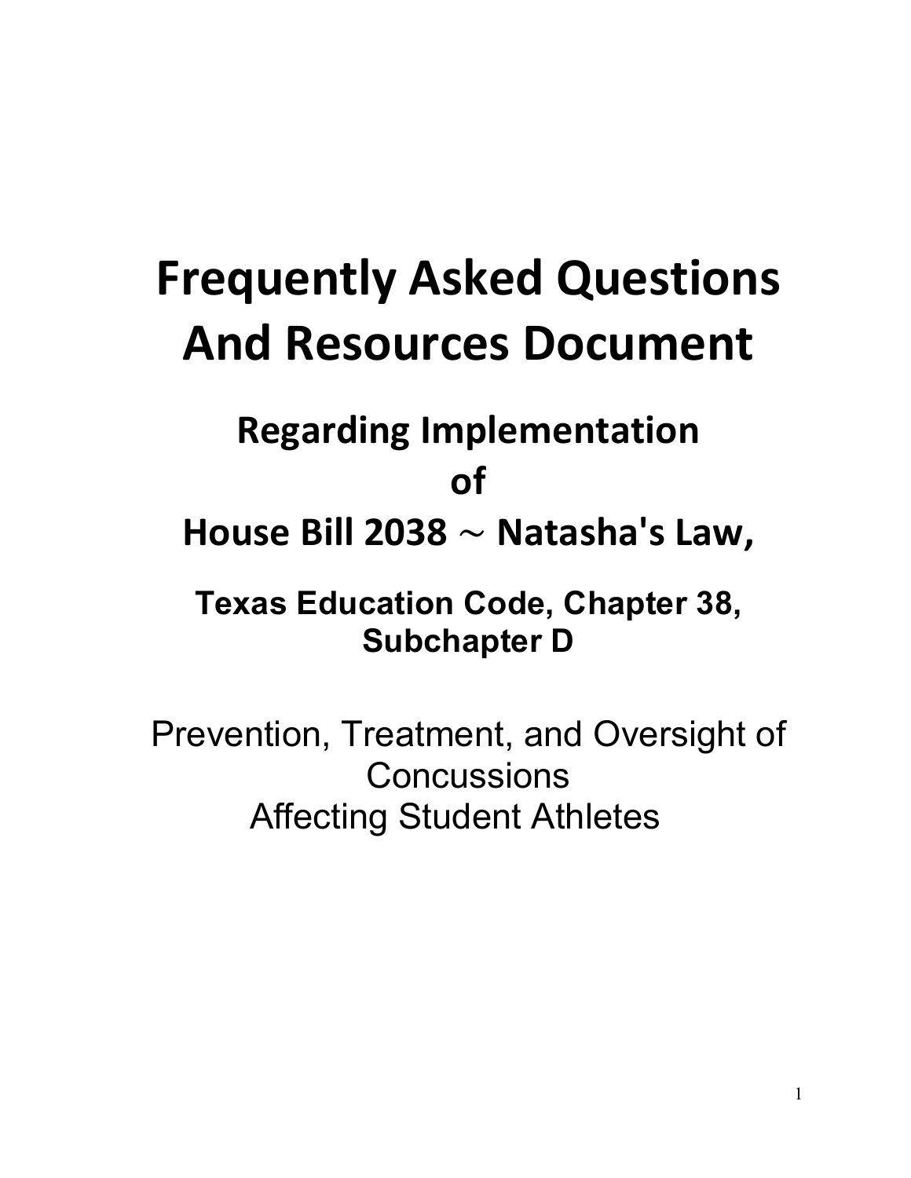# Frequently Asked Questions And Resources Document

## Regarding Implementation of House Bill 2038 ~ Natasha's Law,

### Texas Education Code, Chapter 38, Subchapter D

Prevention, Treatment, and Oversight of Concussions Affecting Student Athletes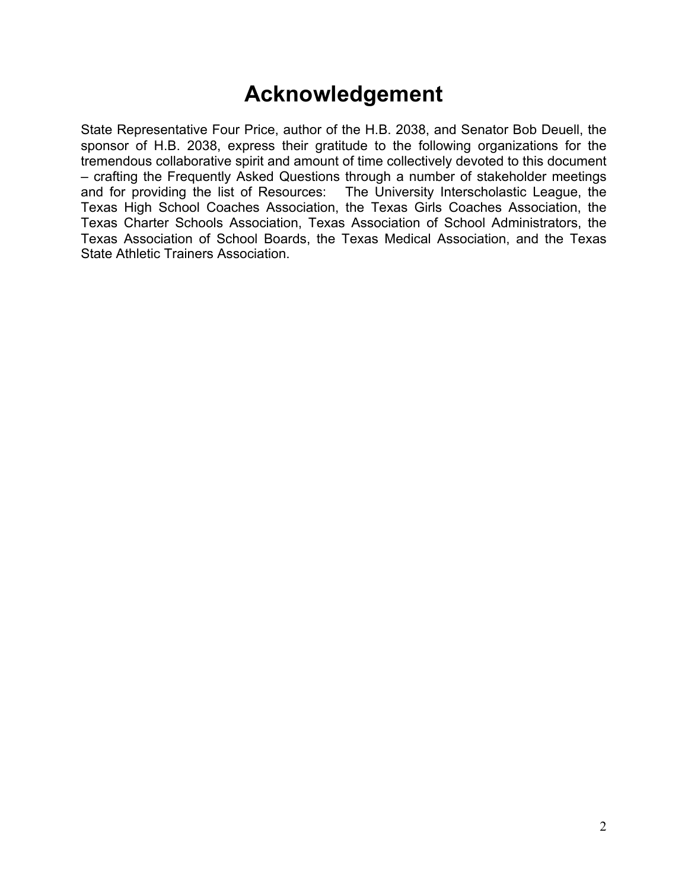# Acknowledgement

State Representative Four Price, author of the H.B. 2038, and Senator Bob Deuell, the sponsor of H.B. 2038, express their gratitude to the following organizations for the tremendous collaborative spirit and amount of time collectively devoted to this document – crafting the Frequently Asked Questions through a number of stakeholder meetings and for providing the list of Resources: The University Interscholastic League, the Texas High School Coaches Association, the Texas Girls Coaches Association, the Texas Charter Schools Association, Texas Association of School Administrators, the Texas Association of School Boards, the Texas Medical Association, and the Texas State Athletic Trainers Association.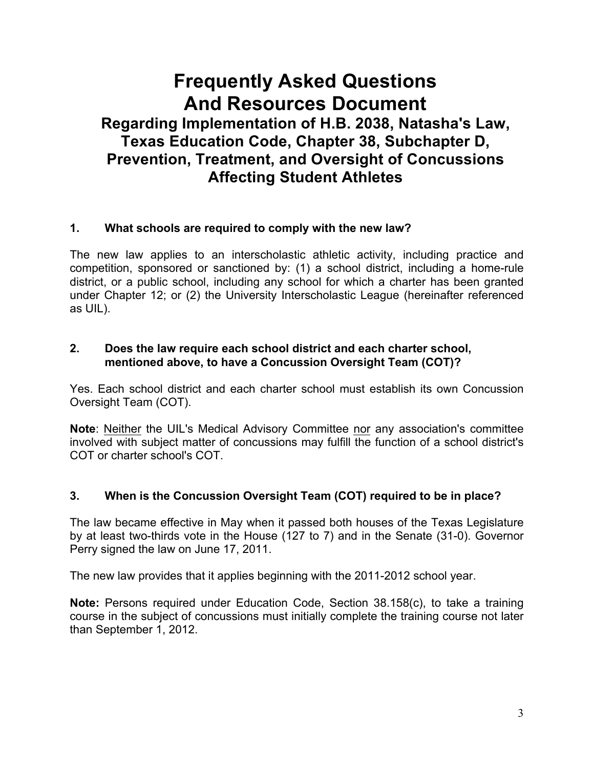# Frequently Asked Questions And Resources Document

## Regarding Implementation of H.B. 2038, Natasha's Law, Texas Education Code, Chapter 38, Subchapter D, Prevention, Treatment, and Oversight of Concussions Affecting Student Athletes

### 1. What schools are required to comply with the new law?

The new law applies to an interscholastic athletic activity, including practice and competition, sponsored or sanctioned by: (1) a school district, including a home-rule district, or a public school, including any school for which a charter has been granted under Chapter 12; or (2) the University Interscholastic League (hereinafter referenced as UIL).

### 2. Does the law require each school district and each charter school, mentioned above, to have a Concussion Oversight Team (COT)?

Yes. Each school district and each charter school must establish its own Concussion Oversight Team (COT).

**Note**: Neither the UIL's Medical Advisory Committee nor any association's committee involved with subject matter of concussions may fulfill the function of a school district's COT or charter school's COT.

### 3. When is the Concussion Oversight Team (COT) required to be in place?

The law became effective in May when it passed both houses of the Texas Legislature by at least two-thirds vote in the House (127 to 7) and in the Senate (31-0). Governor Perry signed the law on June 17, 2011.

The new law provides that it applies beginning with the 2011-2012 school year.

**Note:** Persons required under Education Code, Section 38.158(c), to take a training course in the subject of concussions must initially complete the training course not later than September 1, 2012.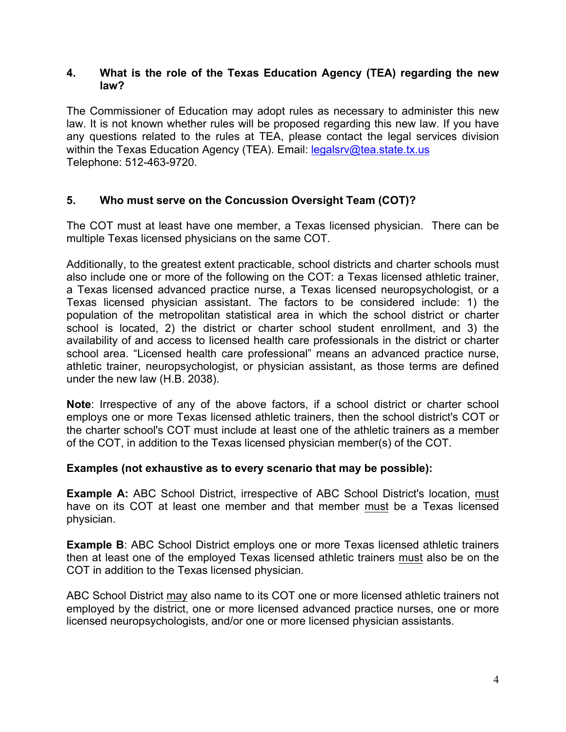### 4. What is the role of the Texas Education Agency (TEA) regarding the new law?

The Commissioner of Education may adopt rules as necessary to administer this new law. It is not known whether rules will be proposed regarding this new law. If you have any questions related to the rules at TEA, please contact the legal services division within the Texas Education Agency (TEA). Email: legalsrv@tea.state.tx.us
Telephone: 512-463-9720.

### 5. Who must serve on the Concussion Oversight Team (COT)?

The COT must at least have one member, a Texas licensed physician. There can be multiple Texas licensed physicians on the same COT.

Additionally, to the greatest extent practicable, school districts and charter schools must also include one or more of the following on the COT: a Texas licensed athletic trainer, a Texas licensed advanced practice nurse, a Texas licensed neuropsychologist, or a Texas licensed physician assistant. The factors to be considered include: 1) the population of the metropolitan statistical area in which the school district or charter school is located, 2) the district or charter school student enrollment, and 3) the availability of and access to licensed health care professionals in the district or charter school area. "Licensed health care professional" means an advanced practice nurse, athletic trainer, neuropsychologist, or physician assistant, as those terms are defined under the new law (H.B. 2038).

**Note**: Irrespective of any of the above factors, if a school district or charter school employs one or more Texas licensed athletic trainers, then the school district's COT or the charter school's COT must include at least one of the athletic trainers as a member of the COT, in addition to the Texas licensed physician member(s) of the COT.

**Examples (not exhaustive as to every scenario that may be possible):**

**Example A:** ABC School District, irrespective of ABC School District's location, must have on its COT at least one member and that member must be a Texas licensed physician.

**Example B**: ABC School District employs one or more Texas licensed athletic trainers then at least one of the employed Texas licensed athletic trainers must also be on the COT in addition to the Texas licensed physician.

ABC School District may also name to its COT one or more licensed athletic trainers not employed by the district, one or more licensed advanced practice nurses, one or more licensed neuropsychologists, and/or one or more licensed physician assistants.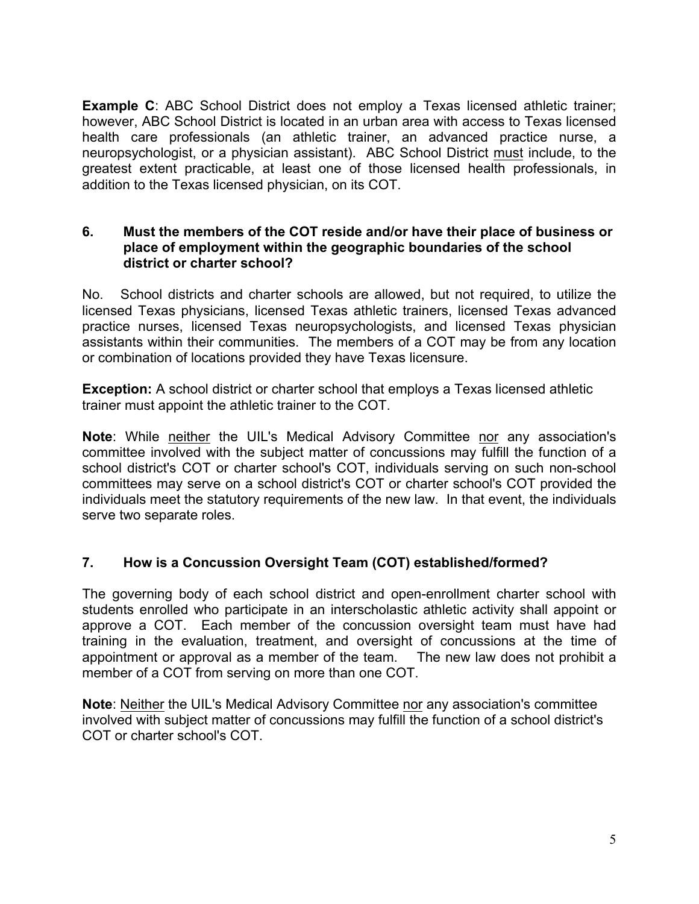**Example C**: ABC School District does not employ a Texas licensed athletic trainer; however, ABC School District is located in an urban area with access to Texas licensed health care professionals (an athletic trainer, an advanced practice nurse, a neuropsychologist, or a physician assistant). ABC School District must include, to the greatest extent practicable, at least one of those licensed health professionals, in addition to the Texas licensed physician, on its COT.

### 6. Must the members of the COT reside and/or have their place of business or place of employment within the geographic boundaries of the school district or charter school?

No. School districts and charter schools are allowed, but not required, to utilize the licensed Texas physicians, licensed Texas athletic trainers, licensed Texas advanced practice nurses, licensed Texas neuropsychologists, and licensed Texas physician assistants within their communities. The members of a COT may be from any location or combination of locations provided they have Texas licensure.

**Exception:** A school district or charter school that employs a Texas licensed athletic trainer must appoint the athletic trainer to the COT.

**Note**: While neither the UIL's Medical Advisory Committee nor any association's committee involved with the subject matter of concussions may fulfill the function of a school district's COT or charter school's COT, individuals serving on such non-school committees may serve on a school district's COT or charter school's COT provided the individuals meet the statutory requirements of the new law. In that event, the individuals serve two separate roles.

### 7. How is a Concussion Oversight Team (COT) established/formed?

The governing body of each school district and open-enrollment charter school with students enrolled who participate in an interscholastic athletic activity shall appoint or approve a COT. Each member of the concussion oversight team must have had training in the evaluation, treatment, and oversight of concussions at the time of appointment or approval as a member of the team. The new law does not prohibit a member of a COT from serving on more than one COT.

**Note**: Neither the UIL's Medical Advisory Committee nor any association's committee involved with subject matter of concussions may fulfill the function of a school district's COT or charter school's COT.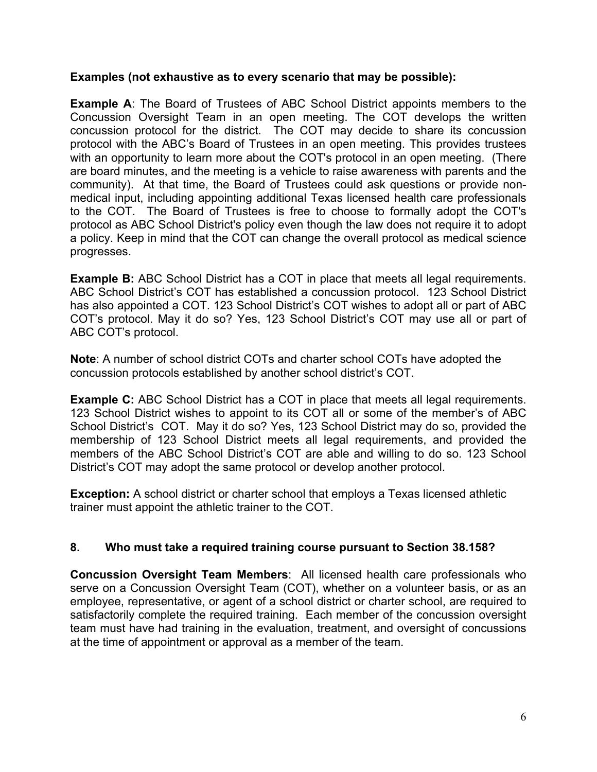**Examples (not exhaustive as to every scenario that may be possible):**

**Example A**: The Board of Trustees of ABC School District appoints members to the Concussion Oversight Team in an open meeting. The COT develops the written concussion protocol for the district. The COT may decide to share its concussion protocol with the ABC's Board of Trustees in an open meeting. This provides trustees with an opportunity to learn more about the COT's protocol in an open meeting. (There are board minutes, and the meeting is a vehicle to raise awareness with parents and the community). At that time, the Board of Trustees could ask questions or provide non-medical input, including appointing additional Texas licensed health care professionals to the COT. The Board of Trustees is free to choose to formally adopt the COT's protocol as ABC School District's policy even though the law does not require it to adopt a policy. Keep in mind that the COT can change the overall protocol as medical science progresses.

**Example B:** ABC School District has a COT in place that meets all legal requirements. ABC School District's COT has established a concussion protocol. 123 School District has also appointed a COT. 123 School District's COT wishes to adopt all or part of ABC COT's protocol. May it do so? Yes, 123 School District's COT may use all or part of ABC COT's protocol.

**Note**: A number of school district COTs and charter school COTs have adopted the concussion protocols established by another school district's COT.

**Example C:** ABC School District has a COT in place that meets all legal requirements. 123 School District wishes to appoint to its COT all or some of the member's of ABC School District's COT. May it do so? Yes, 123 School District may do so, provided the membership of 123 School District meets all legal requirements, and provided the members of the ABC School District's COT are able and willing to do so. 123 School District's COT may adopt the same protocol or develop another protocol.

**Exception:** A school district or charter school that employs a Texas licensed athletic trainer must appoint the athletic trainer to the COT.

## 8. Who must take a required training course pursuant to Section 38.158?

**Concussion Oversight Team Members**: All licensed health care professionals who serve on a Concussion Oversight Team (COT), whether on a volunteer basis, or as an employee, representative, or agent of a school district or charter school, are required to satisfactorily complete the required training. Each member of the concussion oversight team must have had training in the evaluation, treatment, and oversight of concussions at the time of appointment or approval as a member of the team.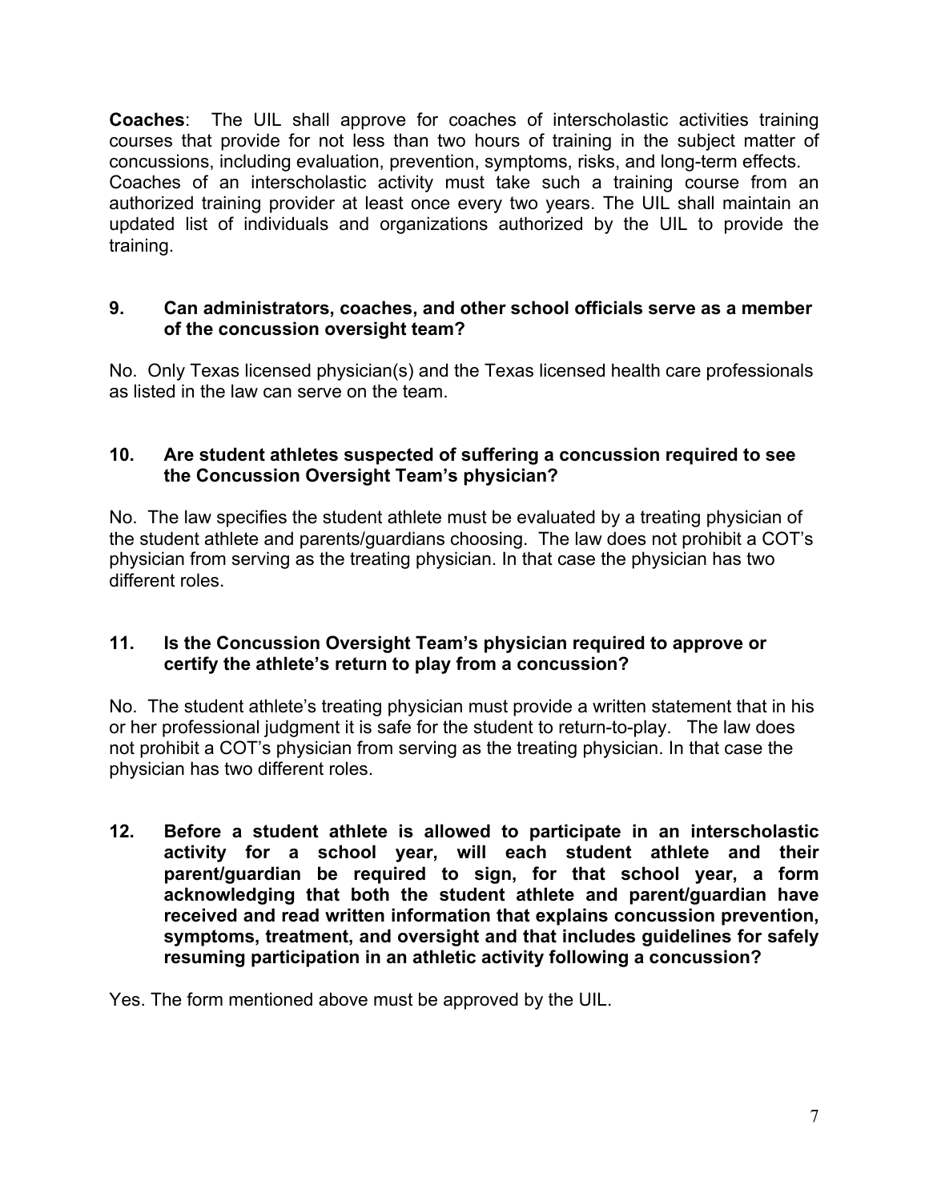**Coaches**: The UIL shall approve for coaches of interscholastic activities training courses that provide for not less than two hours of training in the subject matter of concussions, including evaluation, prevention, symptoms, risks, and long-term effects. Coaches of an interscholastic activity must take such a training course from an authorized training provider at least once every two years. The UIL shall maintain an updated list of individuals and organizations authorized by the UIL to provide the training.

**9. Can administrators, coaches, and other school officials serve as a member of the concussion oversight team?**

No. Only Texas licensed physician(s) and the Texas licensed health care professionals as listed in the law can serve on the team.

**10. Are student athletes suspected of suffering a concussion required to see the Concussion Oversight Team's physician?**

No. The law specifies the student athlete must be evaluated by a treating physician of the student athlete and parents/guardians choosing. The law does not prohibit a COT's physician from serving as the treating physician. In that case the physician has two different roles.

**11. Is the Concussion Oversight Team's physician required to approve or certify the athlete's return to play from a concussion?**

No. The student athlete's treating physician must provide a written statement that in his or her professional judgment it is safe for the student to return-to-play. The law does not prohibit a COT's physician from serving as the treating physician. In that case the physician has two different roles.

**12. Before a student athlete is allowed to participate in an interscholastic activity for a school year, will each student athlete and their parent/guardian be required to sign, for that school year, a form acknowledging that both the student athlete and parent/guardian have received and read written information that explains concussion prevention, symptoms, treatment, and oversight and that includes guidelines for safely resuming participation in an athletic activity following a concussion?**

Yes. The form mentioned above must be approved by the UIL.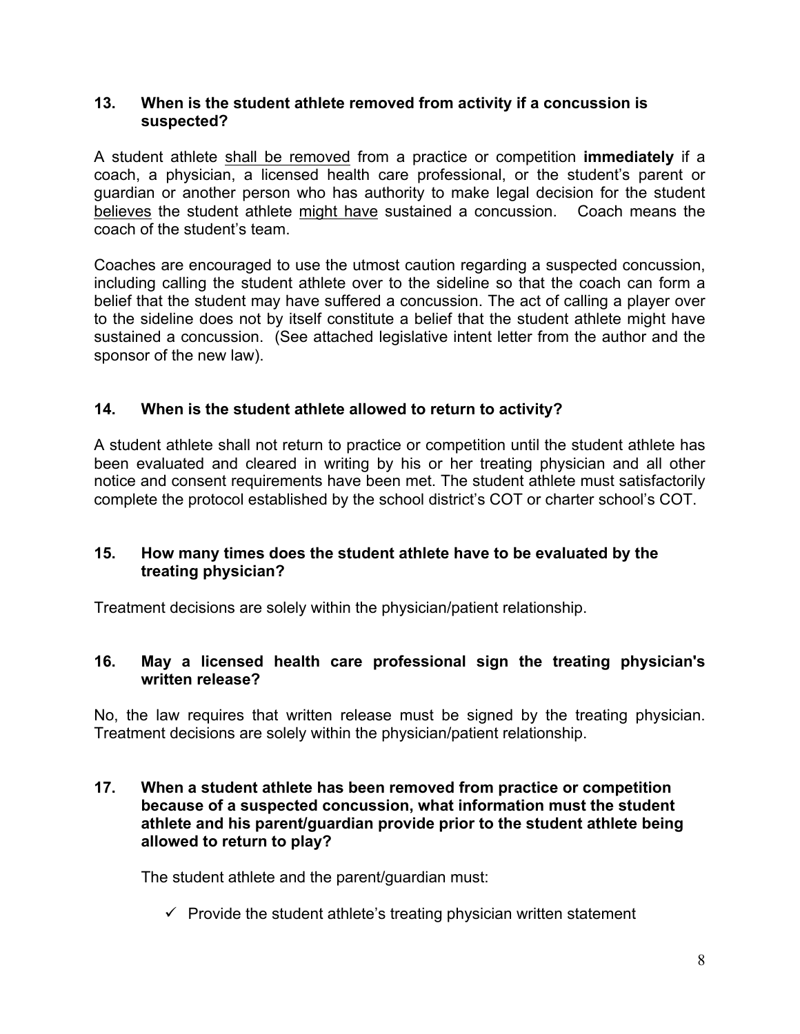### 13. When is the student athlete removed from activity if a concussion is suspected?

A student athlete <u>shall be removed</u> from a practice or competition **immediately** if a coach, a physician, a licensed health care professional, or the student's parent or guardian or another person who has authority to make legal decision for the student <u>believes</u> the student athlete <u>might have</u> sustained a concussion. Coach means the coach of the student's team.

Coaches are encouraged to use the utmost caution regarding a suspected concussion, including calling the student athlete over to the sideline so that the coach can form a belief that the student may have suffered a concussion. The act of calling a player over to the sideline does not by itself constitute a belief that the student athlete might have sustained a concussion. (See attached legislative intent letter from the author and the sponsor of the new law).

### 14. When is the student athlete allowed to return to activity?

A student athlete shall not return to practice or competition until the student athlete has been evaluated and cleared in writing by his or her treating physician and all other notice and consent requirements have been met. The student athlete must satisfactorily complete the protocol established by the school district's COT or charter school's COT.

### 15. How many times does the student athlete have to be evaluated by the treating physician?

Treatment decisions are solely within the physician/patient relationship.

### 16. May a licensed health care professional sign the treating physician's written release?

No, the law requires that written release must be signed by the treating physician. Treatment decisions are solely within the physician/patient relationship.

### 17. When a student athlete has been removed from practice or competition because of a suspected concussion, what information must the student athlete and his parent/guardian provide prior to the student athlete being allowed to return to play?

The student athlete and the parent/guardian must:

- ✓ Provide the student athlete's treating physician written statement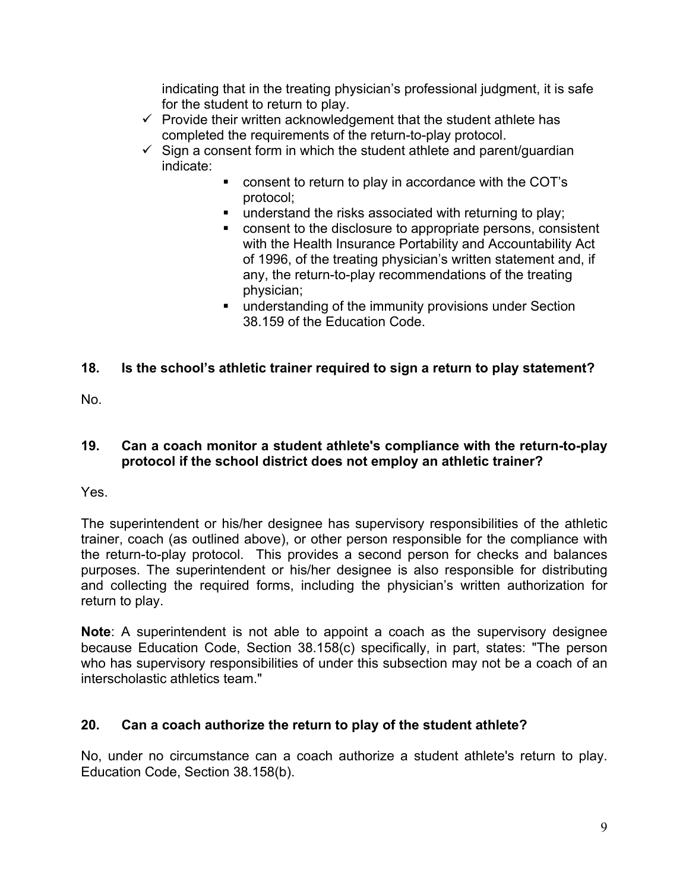indicating that in the treating physician's professional judgment, it is safe for the student to return to play.

- ✓ Provide their written acknowledgement that the student athlete has completed the requirements of the return-to-play protocol.
- ✓ Sign a consent form in which the student athlete and parent/guardian indicate:
    - consent to return to play in accordance with the COT's protocol;
    - understand the risks associated with returning to play;
    - consent to the disclosure to appropriate persons, consistent with the Health Insurance Portability and Accountability Act of 1996, of the treating physician's written statement and, if any, the return-to-play recommendations of the treating physician;
    - understanding of the immunity provisions under Section 38.159 of the Education Code.

**18. Is the school's athletic trainer required to sign a return to play statement?**

No.

**19. Can a coach monitor a student athlete's compliance with the return-to-play protocol if the school district does not employ an athletic trainer?**

Yes.

The superintendent or his/her designee has supervisory responsibilities of the athletic trainer, coach (as outlined above), or other person responsible for the compliance with the return-to-play protocol. This provides a second person for checks and balances purposes. The superintendent or his/her designee is also responsible for distributing and collecting the required forms, including the physician's written authorization for return to play.

**Note**: A superintendent is not able to appoint a coach as the supervisory designee because Education Code, Section 38.158(c) specifically, in part, states: "The person who has supervisory responsibilities of under this subsection may not be a coach of an interscholastic athletics team."

**20. Can a coach authorize the return to play of the student athlete?**

No, under no circumstance can a coach authorize a student athlete's return to play. Education Code, Section 38.158(b).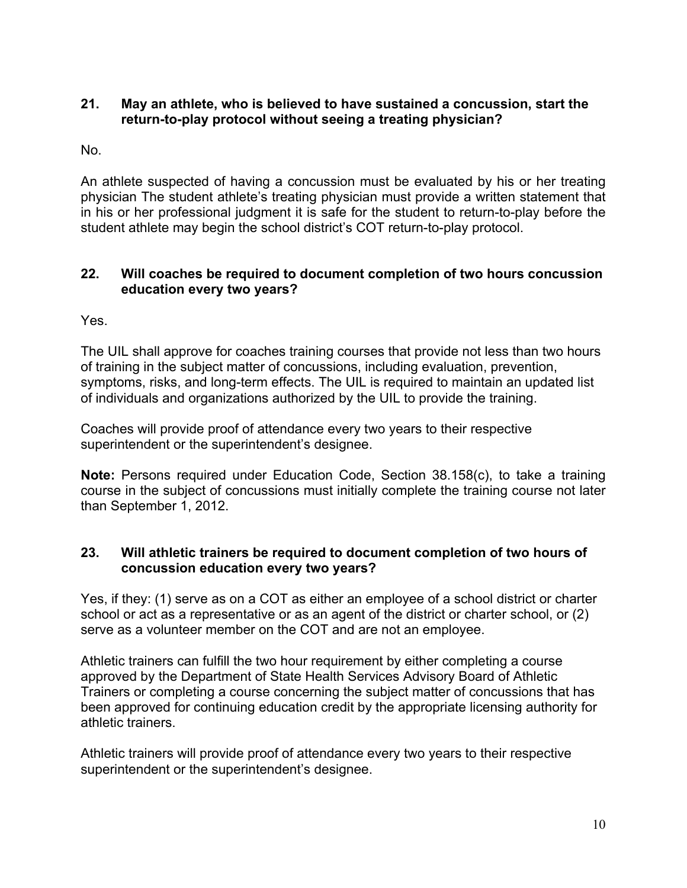**21. May an athlete, who is believed to have sustained a concussion, start the return-to-play protocol without seeing a treating physician?**

No.

An athlete suspected of having a concussion must be evaluated by his or her treating physician The student athlete's treating physician must provide a written statement that in his or her professional judgment it is safe for the student to return-to-play before the student athlete may begin the school district's COT return-to-play protocol.

**22. Will coaches be required to document completion of two hours concussion education every two years?**

Yes.

The UIL shall approve for coaches training courses that provide not less than two hours of training in the subject matter of concussions, including evaluation, prevention, symptoms, risks, and long-term effects. The UIL is required to maintain an updated list of individuals and organizations authorized by the UIL to provide the training.

Coaches will provide proof of attendance every two years to their respective superintendent or the superintendent's designee.

**Note:** Persons required under Education Code, Section 38.158(c), to take a training course in the subject of concussions must initially complete the training course not later than September 1, 2012.

**23. Will athletic trainers be required to document completion of two hours of concussion education every two years?**

Yes, if they: (1) serve as on a COT as either an employee of a school district or charter school or act as a representative or as an agent of the district or charter school, or (2) serve as a volunteer member on the COT and are not an employee.

Athletic trainers can fulfill the two hour requirement by either completing a course approved by the Department of State Health Services Advisory Board of Athletic Trainers or completing a course concerning the subject matter of concussions that has been approved for continuing education credit by the appropriate licensing authority for athletic trainers.

Athletic trainers will provide proof of attendance every two years to their respective superintendent or the superintendent's designee.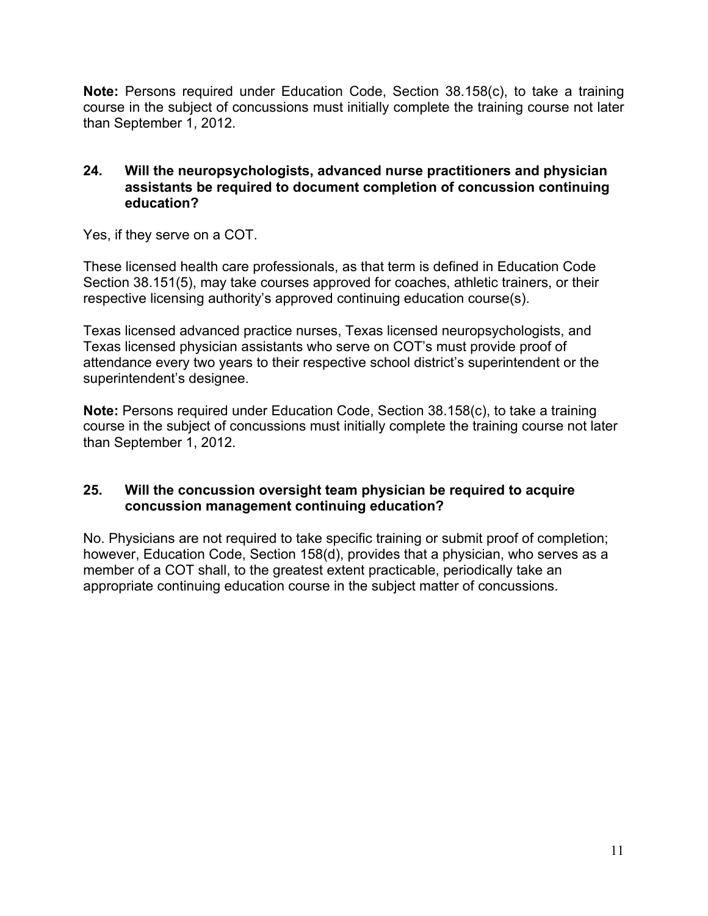**Note:** Persons required under Education Code, Section 38.158(c), to take a training course in the subject of concussions must initially complete the training course not later than September 1, 2012.

**24. Will the neuropsychologists, advanced nurse practitioners and physician assistants be required to document completion of concussion continuing education?**

Yes, if they serve on a COT.

These licensed health care professionals, as that term is defined in Education Code Section 38.151(5), may take courses approved for coaches, athletic trainers, or their respective licensing authority's approved continuing education course(s).

Texas licensed advanced practice nurses, Texas licensed neuropsychologists, and Texas licensed physician assistants who serve on COT's must provide proof of attendance every two years to their respective school district's superintendent or the superintendent's designee.

**Note:** Persons required under Education Code, Section 38.158(c), to take a training course in the subject of concussions must initially complete the training course not later than September 1, 2012.

**25. Will the concussion oversight team physician be required to acquire concussion management continuing education?**

No. Physicians are not required to take specific training or submit proof of completion; however, Education Code, Section 158(d), provides that a physician, who serves as a member of a COT shall, to the greatest extent practicable, periodically take an appropriate continuing education course in the subject matter of concussions.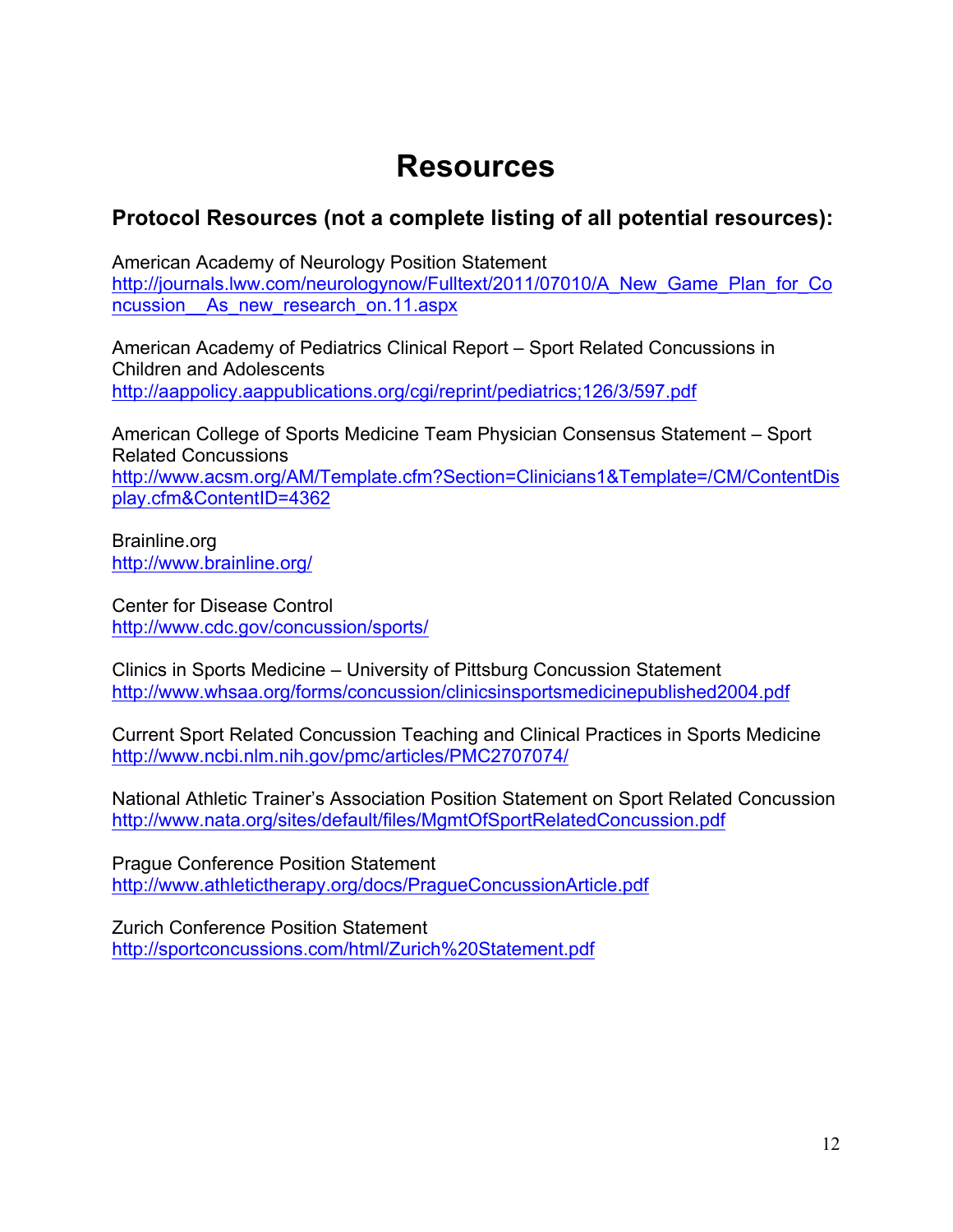# Resources

## Protocol Resources (not a complete listing of all potential resources):

American Academy of Neurology Position Statement
http://journals.lww.com/neurologynow/Fulltext/2011/07010/A_New_Game_Plan_for_Concussion__As_new_research_on.11.aspx

American Academy of Pediatrics Clinical Report – Sport Related Concussions in Children and Adolescents
http://aappolicy.aappublications.org/cgi/reprint/pediatrics;126/3/597.pdf

American College of Sports Medicine Team Physician Consensus Statement – Sport Related Concussions
http://www.acsm.org/AM/Template.cfm?Section=Clinicians1&Template=/CM/ContentDisplay.cfm&ContentID=4362

Brainline.org
http://www.brainline.org/

Center for Disease Control
http://www.cdc.gov/concussion/sports/

Clinics in Sports Medicine – University of Pittsburg Concussion Statement
http://www.whsaa.org/forms/concussion/clinicsinsportsmedicinepublished2004.pdf

Current Sport Related Concussion Teaching and Clinical Practices in Sports Medicine
http://www.ncbi.nlm.nih.gov/pmc/articles/PMC2707074/

National Athletic Trainer's Association Position Statement on Sport Related Concussion
http://www.nata.org/sites/default/files/MgmtOfSportRelatedConcussion.pdf

Prague Conference Position Statement
http://www.athletictherapy.org/docs/PragueConcussionArticle.pdf

Zurich Conference Position Statement
http://sportconcussions.com/html/Zurich%20Statement.pdf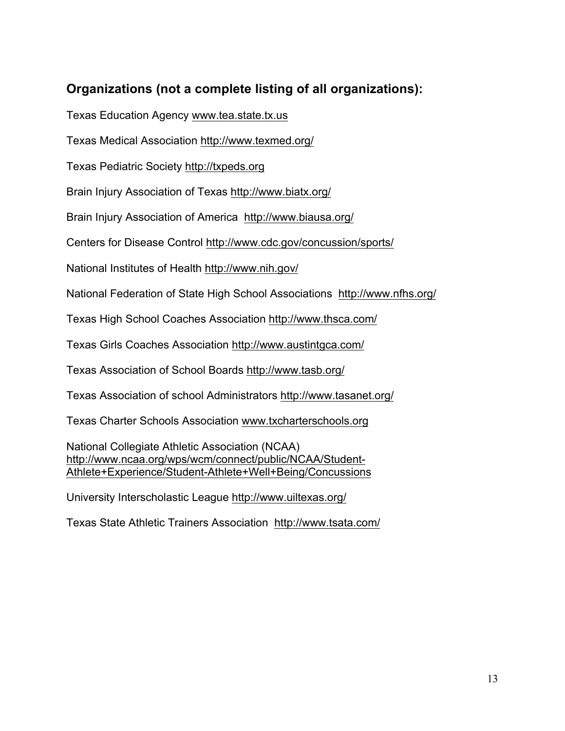## Organizations (not a complete listing of all organizations):

Texas Education Agency www.tea.state.tx.us

Texas Medical Association http://www.texmed.org/

Texas Pediatric Society http://txpeds.org

Brain Injury Association of Texas http://www.biatx.org/

Brain Injury Association of America http://www.biausa.org/

Centers for Disease Control http://www.cdc.gov/concussion/sports/

National Institutes of Health http://www.nih.gov/

National Federation of State High School Associations http://www.nfhs.org/

Texas High School Coaches Association http://www.thsca.com/

Texas Girls Coaches Association http://www.austintgca.com/

Texas Association of School Boards http://www.tasb.org/

Texas Association of school Administrators http://www.tasanet.org/

Texas Charter Schools Association www.txcharterschools.org

National Collegiate Athletic Association (NCAA) http://www.ncaa.org/wps/wcm/connect/public/NCAA/Student-Athlete+Experience/Student-Athlete+Well+Being/Concussions

University Interscholastic League http://www.uiltexas.org/

Texas State Athletic Trainers Association http://www.tsata.com/